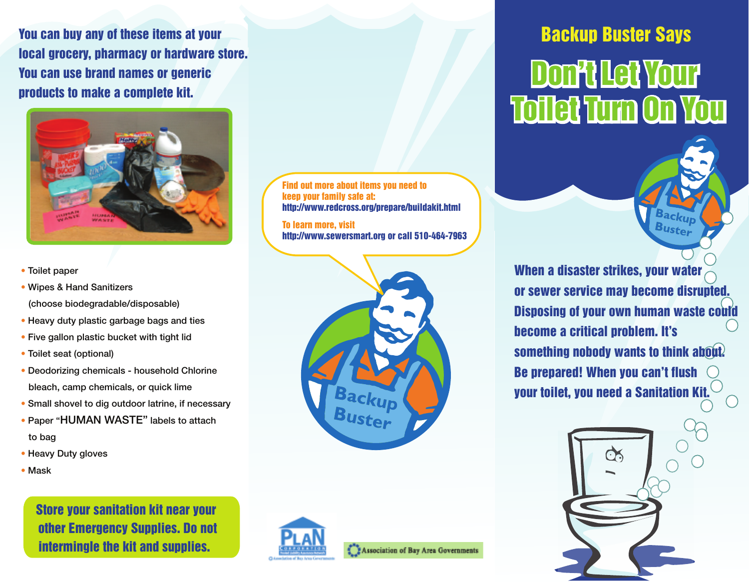You can buy any of these items at your local grocery, pharmacy or hardware store. You can use brand names or generic products to make a complete kit.

- Toilet paper
- Wipes & Hand Sanitizers (choose biodegradable/disposable)
- Heavy duty plastic garbage bags and ties
- Five gallon plastic bucket with tight lid
- Toilet seat (optional)
- Deodorizing chemicals - household Chlorine bleach, camp chemicals, or quick lime
- Small shovel to dig outdoor latrine, if necessary
- Paper "HUMAN WASTE" labels to attach to bag
- Heavy Duty gloves
- Mask

**Store your sanitation kit near your other Emergency Supplies. Do not intermingle the kit and supplies.**

Find out more about items you need to keep your family safe at:
http://www.redcross.org/prepare/buildakit.html

To learn more, visit
http://www.sewersmart.org or call 510-464-7963

PLAN Corporation

Association of Bay Area Governments

## Backup Buster Says

# Don't Let Your Toilet Turn On You

When a disaster strikes, your water or sewer service may become disrupted. Disposing of your own human waste could become a critical problem. It's something nobody wants to think about. Be prepared! When you can't flush your toilet, you need a Sanitation Kit.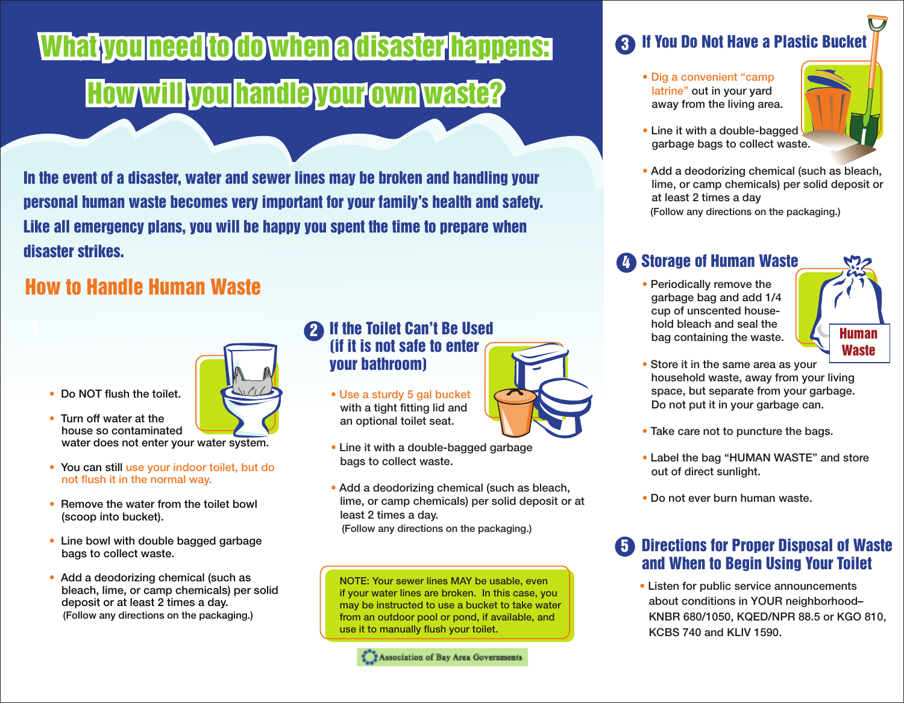# What you need to do when a disaster happens: How will you handle your own waste?

**In the event of a disaster, water and sewer lines may be broken and handling your personal human waste becomes very important for your family's health and safety. Like all emergency plans, you will be happy you spent the time to prepare when disaster strikes.**

## How to Handle Human Waste

### 1

- Do NOT flush the toilet.
- Turn off water at the house so contaminated water does not enter your water system.
- You can still use your indoor toilet, but do not flush it in the normal way.
- Remove the water from the toilet bowl (scoop into bucket).
- Line bowl with double bagged garbage bags to collect waste.
- Add a deodorizing chemical (such as bleach, lime, or camp chemicals) per solid deposit or at least 2 times a day. (Follow any directions on the packaging.)

### 2 If the Toilet Can't Be Used (if it is not safe to enter your bathroom)

- Use a sturdy 5 gal bucket with a tight fitting lid and an optional toilet seat.
- Line it with a double-bagged garbage bags to collect waste.
- Add a deodorizing chemical (such as bleach, lime, or camp chemicals) per solid deposit or at least 2 times a day. (Follow any directions on the packaging.)

NOTE: Your sewer lines MAY be usable, even if your water lines are broken. In this case, you may be instructed to use a bucket to take water from an outdoor pool or pond, if available, and use it to manually flush your toilet.

Association of Bay Area Governments

### 3 If You Do Not Have a Plastic Bucket

- Dig a convenient "camp latrine" out in your yard away from the living area.
- Line it with a double-bagged garbage bags to collect waste.
- Add a deodorizing chemical (such as bleach, lime, or camp chemicals) per solid deposit or at least 2 times a day (Follow any directions on the packaging.)

### 4 Storage of Human Waste

- Periodically remove the garbage bag and add 1/4 cup of unscented household bleach and seal the bag containing the waste.
- Store it in the same area as your household waste, away from your living space, but separate from your garbage. Do not put it in your garbage can.
- Take care not to puncture the bags.
- Label the bag "HUMAN WASTE" and store out of direct sunlight.
- Do not ever burn human waste.

### 5 Directions for Proper Disposal of Waste and When to Begin Using Your Toilet

- Listen for public service announcements about conditions in YOUR neighborhood– KNBR 680/1050, KQED/NPR 88.5 or KGO 810, KCBS 740 and KLIV 1590.